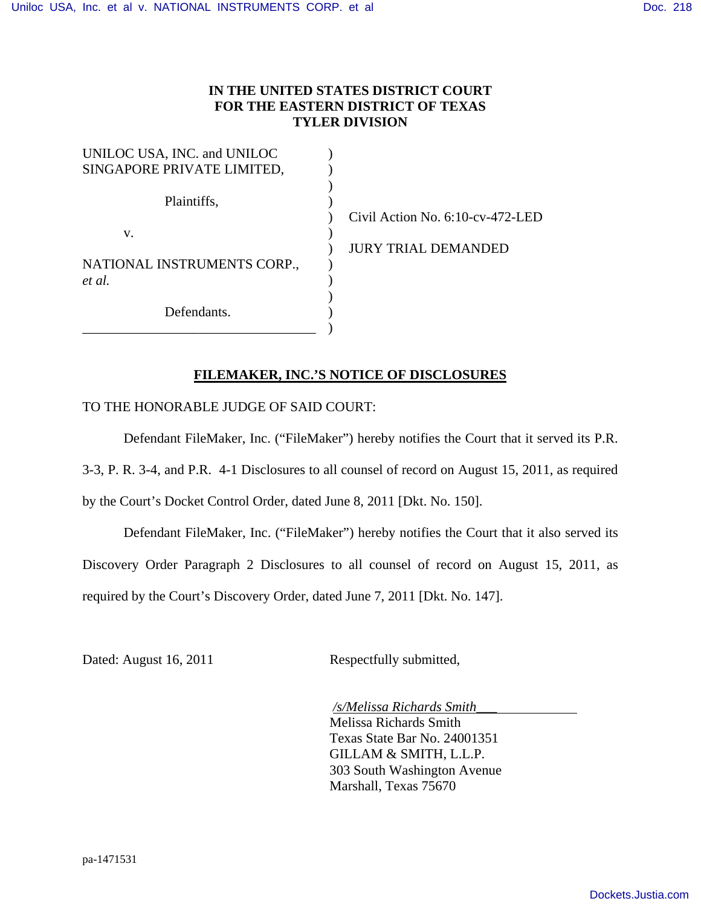**IN THE UNITED STATES DISTRICT COURT**
**FOR THE EASTERN DISTRICT OF TEXAS**
**TYLER DIVISION**

UNILOC USA, INC. and UNILOC SINGAPORE PRIVATE LIMITED,

Plaintiffs,

v.

NATIONAL INSTRUMENTS CORP., *et al.*

Defendants.

Civil Action No. 6:10-cv-472-LED

JURY TRIAL DEMANDED

**FILEMAKER, INC.'S NOTICE OF DISCLOSURES**

TO THE HONORABLE JUDGE OF SAID COURT:

Defendant FileMaker, Inc. ("FileMaker") hereby notifies the Court that it served its P.R. 3-3, P. R. 3-4, and P.R. 4-1 Disclosures to all counsel of record on August 15, 2011, as required by the Court's Docket Control Order, dated June 8, 2011 [Dkt. No. 150].

Defendant FileMaker, Inc. ("FileMaker") hereby notifies the Court that it also served its Discovery Order Paragraph 2 Disclosures to all counsel of record on August 15, 2011, as required by the Court's Discovery Order, dated June 7, 2011 [Dkt. No. 147].

Dated: August 16, 2011

Respectfully submitted,

*/s/Melissa Richards Smith*
Melissa Richards Smith
Texas State Bar No. 24001351
GILLAM & SMITH, L.L.P.
303 South Washington Avenue
Marshall, Texas 75670

pa-1471531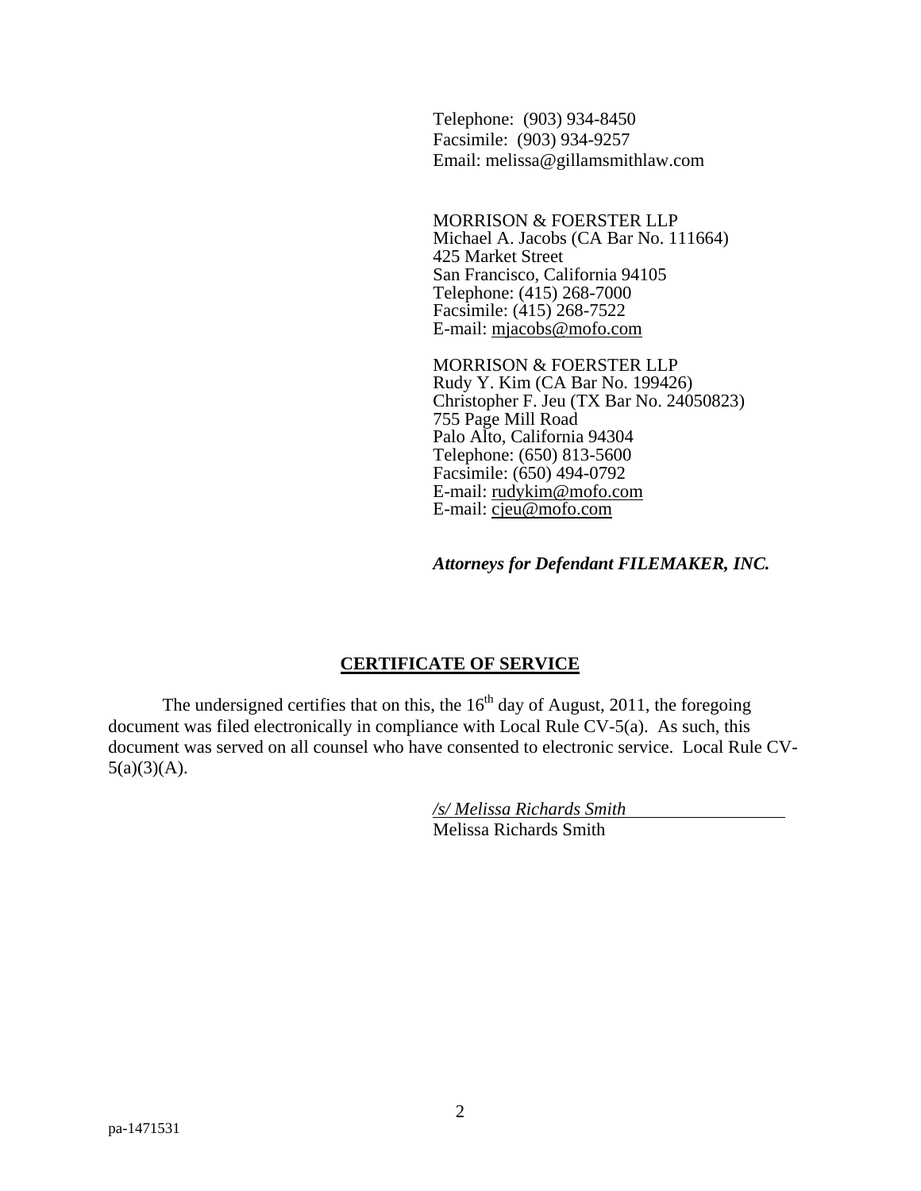Telephone: (903) 934-8450
Facsimile: (903) 934-9257
Email: melissa@gillamsmithlaw.com

MORRISON & FOERSTER LLP
Michael A. Jacobs (CA Bar No. 111664)
425 Market Street
San Francisco, California 94105
Telephone: (415) 268-7000
Facsimile: (415) 268-7522
E-mail: mjacobs@mofo.com

MORRISON & FOERSTER LLP
Rudy Y. Kim (CA Bar No. 199426)
Christopher F. Jeu (TX Bar No. 24050823)
755 Page Mill Road
Palo Alto, California 94304
Telephone: (650) 813-5600
Facsimile: (650) 494-0792
E-mail: rudykim@mofo.com
E-mail: cjeu@mofo.com

***Attorneys for Defendant FILEMAKER, INC.***

## CERTIFICATE OF SERVICE

The undersigned certifies that on this, the 16th day of August, 2011, the foregoing document was filed electronically in compliance with Local Rule CV-5(a). As such, this document was served on all counsel who have consented to electronic service. Local Rule CV-5(a)(3)(A).

*/s/ Melissa Richards Smith*
Melissa Richards Smith

pa-1471531